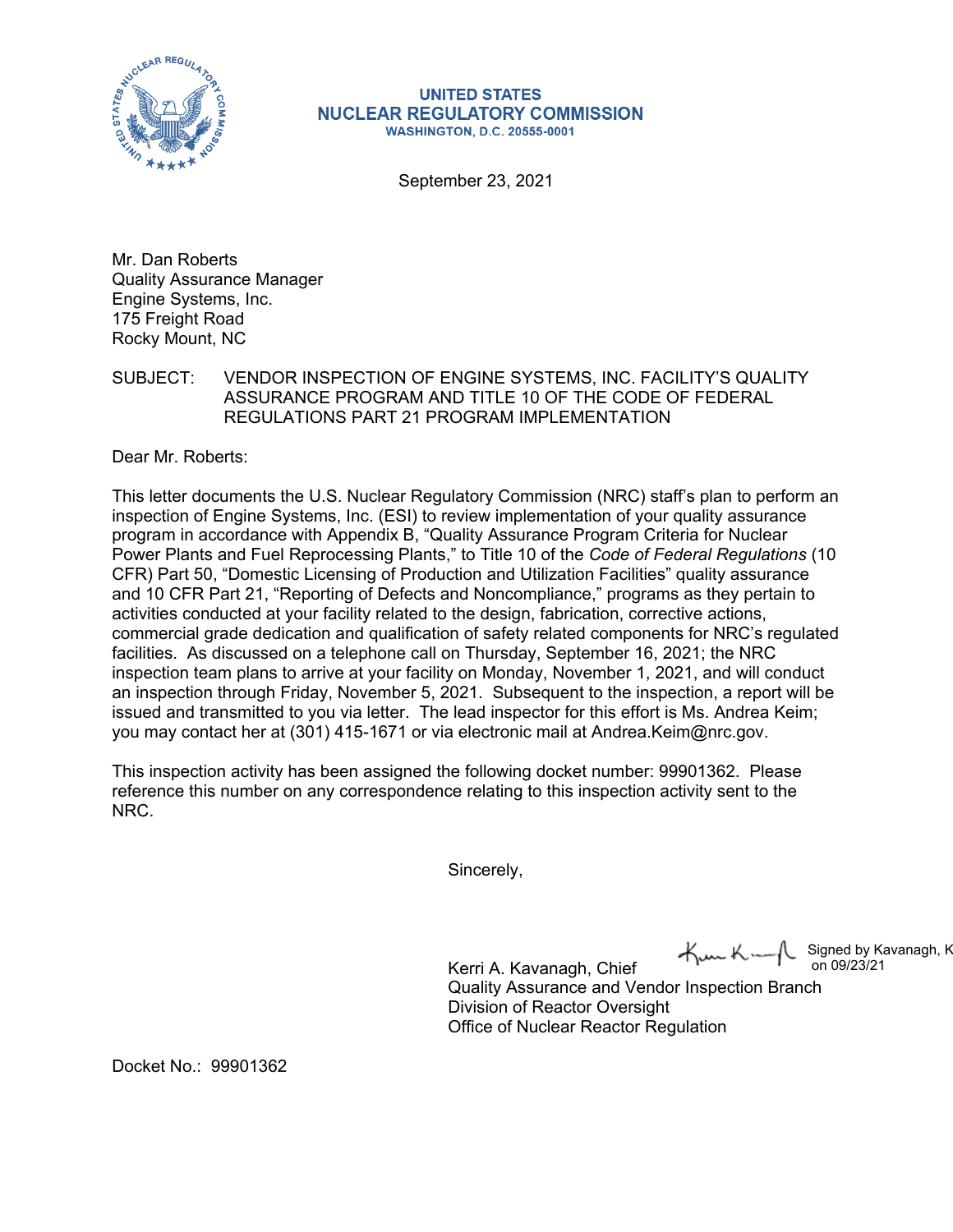# UNITED STATES
## NUCLEAR REGULATORY COMMISSION
WASHINGTON, D.C. 20555-0001

September 23, 2021

Mr. Dan Roberts  
Quality Assurance Manager  
Engine Systems, Inc.  
175 Freight Road  
Rocky Mount, NC

SUBJECT: VENDOR INSPECTION OF ENGINE SYSTEMS, INC. FACILITY'S QUALITY ASSURANCE PROGRAM AND TITLE 10 OF THE CODE OF FEDERAL REGULATIONS PART 21 PROGRAM IMPLEMENTATION

Dear Mr. Roberts:

This letter documents the U.S. Nuclear Regulatory Commission (NRC) staff's plan to perform an inspection of Engine Systems, Inc. (ESI) to review implementation of your quality assurance program in accordance with Appendix B, "Quality Assurance Program Criteria for Nuclear Power Plants and Fuel Reprocessing Plants," to Title 10 of the *Code of Federal Regulations* (10 CFR) Part 50, "Domestic Licensing of Production and Utilization Facilities" quality assurance and 10 CFR Part 21, "Reporting of Defects and Noncompliance," programs as they pertain to activities conducted at your facility related to the design, fabrication, corrective actions, commercial grade dedication and qualification of safety related components for NRC's regulated facilities. As discussed on a telephone call on Thursday, September 16, 2021; the NRC inspection team plans to arrive at your facility on Monday, November 1, 2021, and will conduct an inspection through Friday, November 5, 2021. Subsequent to the inspection, a report will be issued and transmitted to you via letter. The lead inspector for this effort is Ms. Andrea Keim; you may contact her at (301) 415-1671 or via electronic mail at Andrea.Keim@nrc.gov.

This inspection activity has been assigned the following docket number: 99901362. Please reference this number on any correspondence relating to this inspection activity sent to the NRC.

Sincerely,

Signed by Kavanagh, K on 09/23/21

Kerri A. Kavanagh, Chief  
Quality Assurance and Vendor Inspection Branch  
Division of Reactor Oversight  
Office of Nuclear Reactor Regulation

Docket No.: 99901362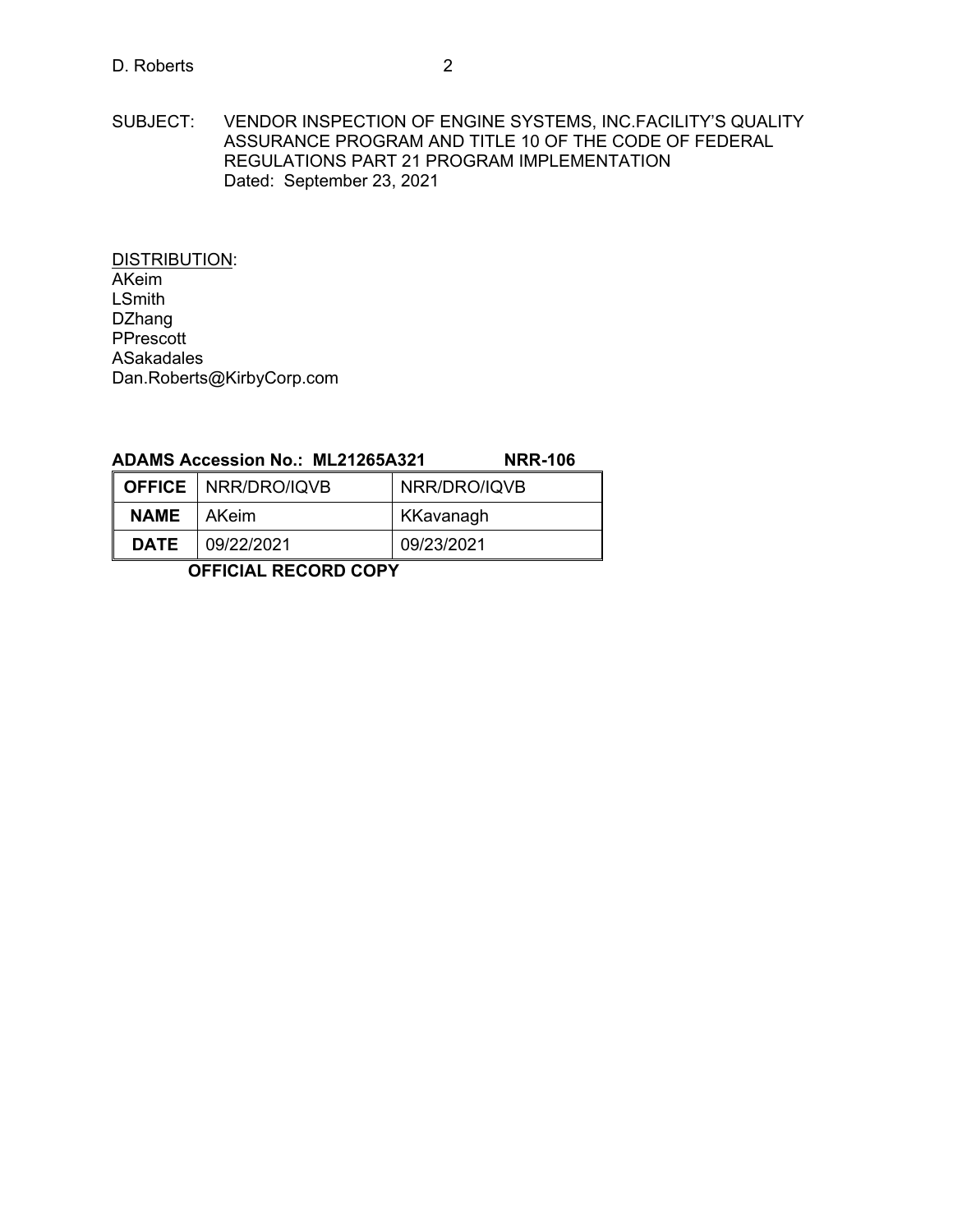SUBJECT: VENDOR INSPECTION OF ENGINE SYSTEMS, INC.FACILITY'S QUALITY ASSURANCE PROGRAM AND TITLE 10 OF THE CODE OF FEDERAL REGULATIONS PART 21 PROGRAM IMPLEMENTATION
Dated: September 23, 2021

DISTRIBUTION:
AKeim
LSmith
DZhang
PPrescott
ASakadales
Dan.Roberts@KirbyCorp.com

**ADAMS Accession No.: ML21265A321** **NRR-106**

| **OFFICE** | NRR/DRO/IQVB | NRR/DRO/IQVB |
|---|---|---|
| **NAME** | AKeim | KKavanagh |
| **DATE** | 09/22/2021 | 09/23/2021 |

**OFFICIAL RECORD COPY**